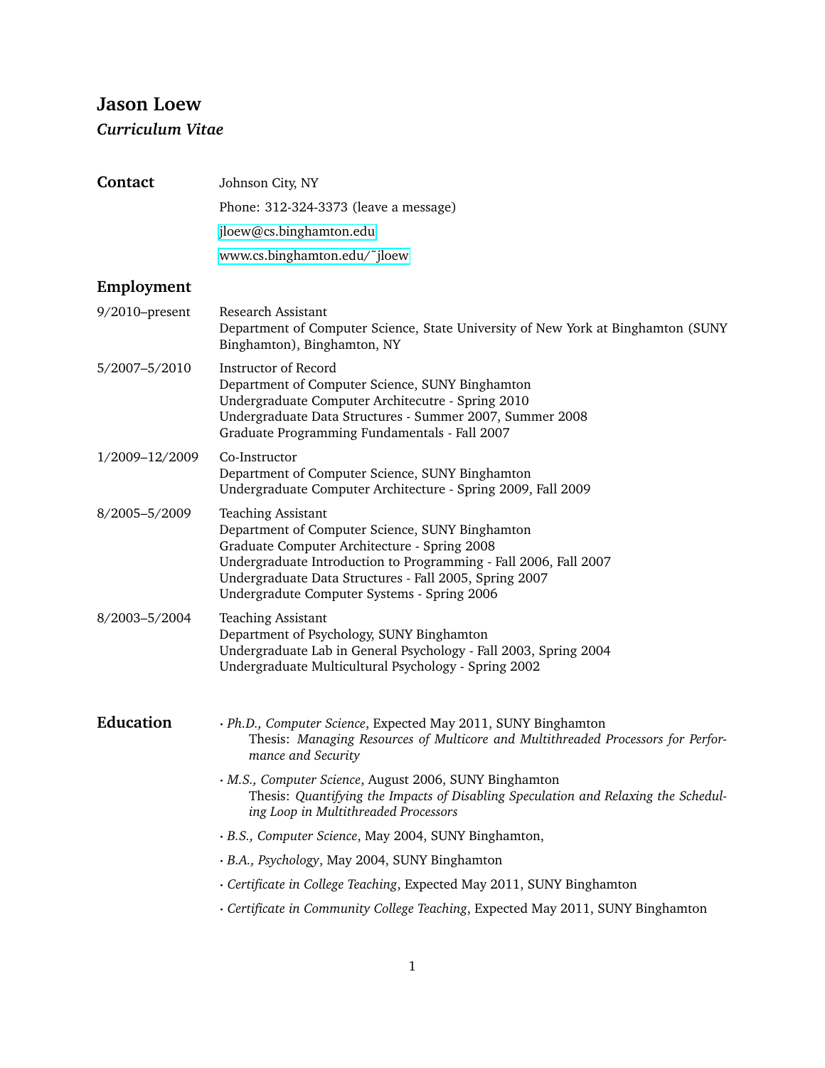# Jason Loew

***Curriculum Vitae***

## Contact

Johnson City, NY

Phone: 312-324-3373 (leave a message)

jloew@cs.binghamton.edu

www.cs.binghamton.edu/˜jloew

## Employment

**9/2010–present**
Research Assistant
Department of Computer Science, State University of New York at Binghamton (SUNY Binghamton), Binghamton, NY

**5/2007–5/2010**
Instructor of Record
Department of Computer Science, SUNY Binghamton
Undergraduate Computer Architecutre - Spring 2010
Undergraduate Data Structures - Summer 2007, Summer 2008
Graduate Programming Fundamentals - Fall 2007

**1/2009–12/2009**
Co-Instructor
Department of Computer Science, SUNY Binghamton
Undergraduate Computer Architecture - Spring 2009, Fall 2009

**8/2005–5/2009**
Teaching Assistant
Department of Computer Science, SUNY Binghamton
Graduate Computer Architecture - Spring 2008
Undergraduate Introduction to Programming - Fall 2006, Fall 2007
Undergraduate Data Structures - Fall 2005, Spring 2007
Undergradute Computer Systems - Spring 2006

**8/2003–5/2004**
Teaching Assistant
Department of Psychology, SUNY Binghamton
Undergraduate Lab in General Psychology - Fall 2003, Spring 2004
Undergraduate Multicultural Psychology - Spring 2002

## Education

- *Ph.D., Computer Science*, Expected May 2011, SUNY Binghamton
  Thesis: *Managing Resources of Multicore and Multithreaded Processors for Performance and Security*
- *M.S., Computer Science*, August 2006, SUNY Binghamton
  Thesis: *Quantifying the Impacts of Disabling Speculation and Relaxing the Scheduling Loop in Multithreaded Processors*
- *B.S., Computer Science*, May 2004, SUNY Binghamton,
- *B.A., Psychology*, May 2004, SUNY Binghamton
- *Certificate in College Teaching*, Expected May 2011, SUNY Binghamton
- *Certificate in Community College Teaching*, Expected May 2011, SUNY Binghamton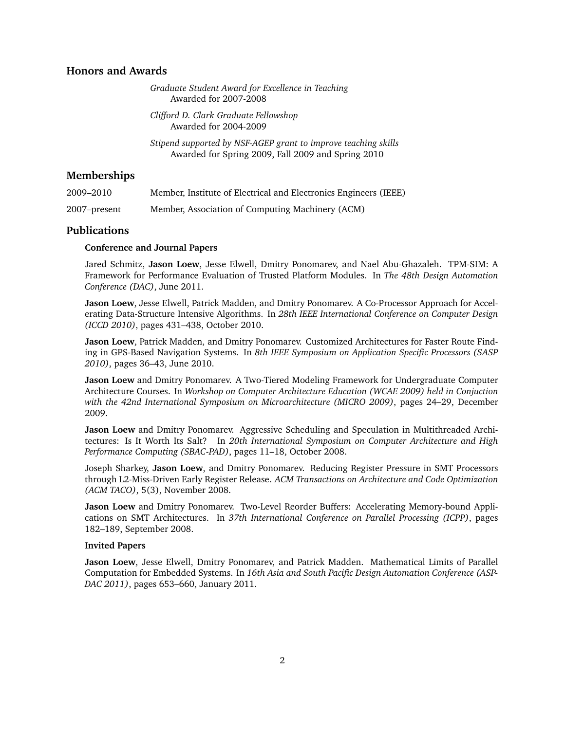## Honors and Awards

*Graduate Student Award for Excellence in Teaching*
Awarded for 2007-2008

*Clifford D. Clark Graduate Fellowshop*
Awarded for 2004-2009

*Stipend supported by NSF-AGEP grant to improve teaching skills*
Awarded for Spring 2009, Fall 2009 and Spring 2010

## Memberships

2009–2010 Member, Institute of Electrical and Electronics Engineers (IEEE)

2007–present Member, Association of Computing Machinery (ACM)

## Publications

### Conference and Journal Papers

Jared Schmitz, **Jason Loew**, Jesse Elwell, Dmitry Ponomarev, and Nael Abu-Ghazaleh. TPM-SIM: A Framework for Performance Evaluation of Trusted Platform Modules. In *The 48th Design Automation Conference (DAC)*, June 2011.

**Jason Loew**, Jesse Elwell, Patrick Madden, and Dmitry Ponomarev. A Co-Processor Approach for Accelerating Data-Structure Intensive Algorithms. In *28th IEEE International Conference on Computer Design (ICCD 2010)*, pages 431–438, October 2010.

**Jason Loew**, Patrick Madden, and Dmitry Ponomarev. Customized Architectures for Faster Route Finding in GPS-Based Navigation Systems. In *8th IEEE Symposium on Application Specific Processors (SASP 2010)*, pages 36–43, June 2010.

**Jason Loew** and Dmitry Ponomarev. A Two-Tiered Modeling Framework for Undergraduate Computer Architecture Courses. In *Workshop on Computer Architecture Education (WCAE 2009) held in Conjuction with the 42nd International Symposium on Microarchitecture (MICRO 2009)*, pages 24–29, December 2009.

**Jason Loew** and Dmitry Ponomarev. Aggressive Scheduling and Speculation in Multithreaded Architectures: Is It Worth Its Salt? In *20th International Symposium on Computer Architecture and High Performance Computing (SBAC-PAD)*, pages 11–18, October 2008.

Joseph Sharkey, **Jason Loew**, and Dmitry Ponomarev. Reducing Register Pressure in SMT Processors through L2-Miss-Driven Early Register Release. *ACM Transactions on Architecture and Code Optimization (ACM TACO)*, 5(3), November 2008.

**Jason Loew** and Dmitry Ponomarev. Two-Level Reorder Buffers: Accelerating Memory-bound Applications on SMT Architectures. In *37th International Conference on Parallel Processing (ICPP)*, pages 182–189, September 2008.

### Invited Papers

**Jason Loew**, Jesse Elwell, Dmitry Ponomarev, and Patrick Madden. Mathematical Limits of Parallel Computation for Embedded Systems. In *16th Asia and South Pacific Design Automation Conference (ASP-DAC 2011)*, pages 653–660, January 2011.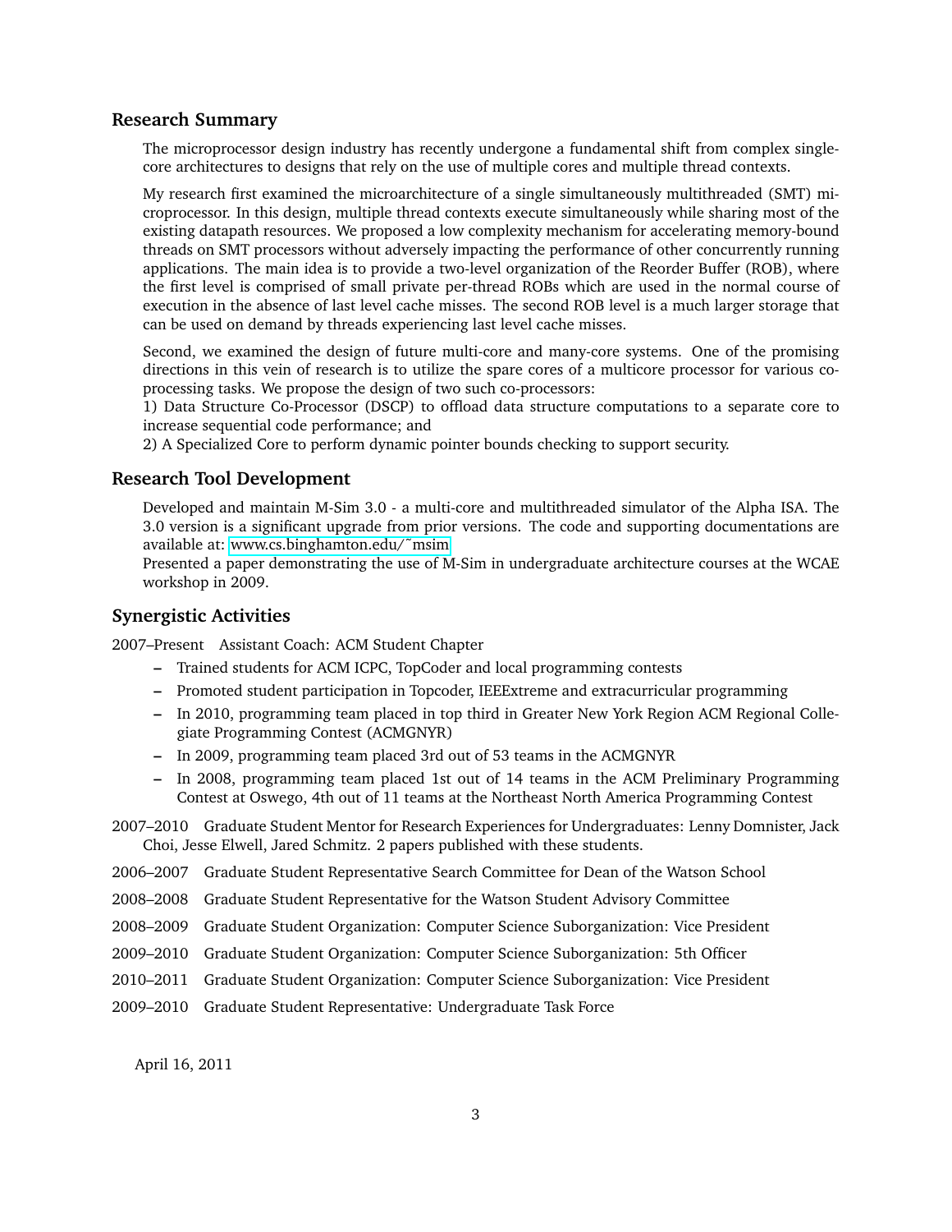## Research Summary

The microprocessor design industry has recently undergone a fundamental shift from complex single-core architectures to designs that rely on the use of multiple cores and multiple thread contexts.

My research first examined the microarchitecture of a single simultaneously multithreaded (SMT) microprocessor. In this design, multiple thread contexts execute simultaneously while sharing most of the existing datapath resources. We proposed a low complexity mechanism for accelerating memory-bound threads on SMT processors without adversely impacting the performance of other concurrently running applications. The main idea is to provide a two-level organization of the Reorder Buffer (ROB), where the first level is comprised of small private per-thread ROBs which are used in the normal course of execution in the absence of last level cache misses. The second ROB level is a much larger storage that can be used on demand by threads experiencing last level cache misses.

Second, we examined the design of future multi-core and many-core systems. One of the promising directions in this vein of research is to utilize the spare cores of a multicore processor for various co-processing tasks. We propose the design of two such co-processors:
1) Data Structure Co-Processor (DSCP) to offload data structure computations to a separate core to increase sequential code performance; and
2) A Specialized Core to perform dynamic pointer bounds checking to support security.

## Research Tool Development

Developed and maintain M-Sim 3.0 - a multi-core and multithreaded simulator of the Alpha ISA. The 3.0 version is a significant upgrade from prior versions. The code and supporting documentations are available at: www.cs.binghamton.edu/~msim
Presented a paper demonstrating the use of M-Sim in undergraduate architecture courses at the WCAE workshop in 2009.

## Synergistic Activities

2007–Present Assistant Coach: ACM Student Chapter

- Trained students for ACM ICPC, TopCoder and local programming contests
- Promoted student participation in Topcoder, IEEExtreme and extracurricular programming
- In 2010, programming team placed in top third in Greater New York Region ACM Regional Collegiate Programming Contest (ACMGNYR)
- In 2009, programming team placed 3rd out of 53 teams in the ACMGNYR
- In 2008, programming team placed 1st out of 14 teams in the ACM Preliminary Programming Contest at Oswego, 4th out of 11 teams at the Northeast North America Programming Contest

2007–2010 Graduate Student Mentor for Research Experiences for Undergraduates: Lenny Domnister, Jack Choi, Jesse Elwell, Jared Schmitz. 2 papers published with these students.

2006–2007 Graduate Student Representative Search Committee for Dean of the Watson School

2008–2008 Graduate Student Representative for the Watson Student Advisory Committee

2008–2009 Graduate Student Organization: Computer Science Suborganization: Vice President

2009–2010 Graduate Student Organization: Computer Science Suborganization: 5th Officer

2010–2011 Graduate Student Organization: Computer Science Suborganization: Vice President

2009–2010 Graduate Student Representative: Undergraduate Task Force

April 16, 2011